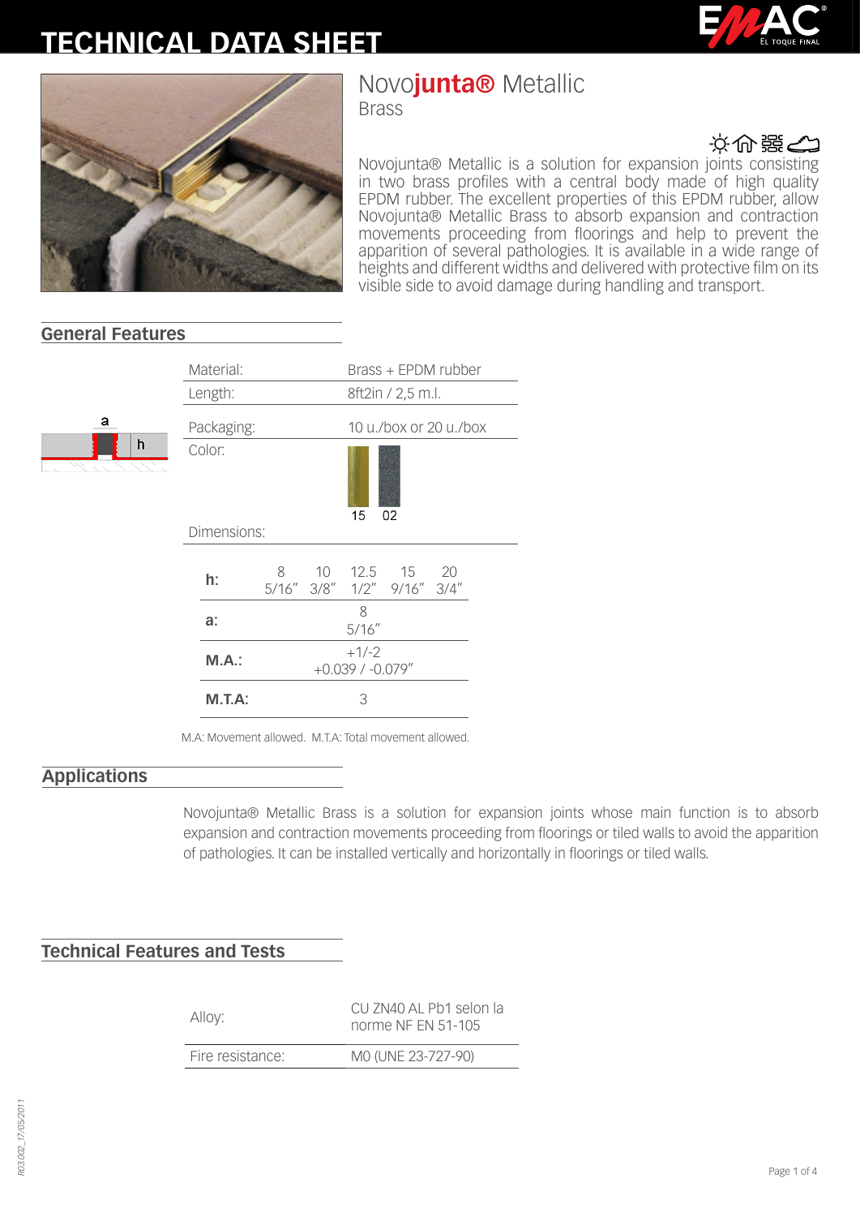# TECHNICAL DATA SHEET

## Novo**junta®** Metallic

Brass

Novojunta® Metallic is a solution for expansion joints consisting in two brass profiles with a central body made of high quality EPDM rubber. The excellent properties of this EPDM rubber, allow Novojunta® Metallic Brass to absorb expansion and contraction movements proceeding from floorings and help to prevent the apparition of several pathologies. It is available in a wide range of heights and different widths and delivered with protective film on its visible side to avoid damage during handling and transport.

## General Features

| | |
|---|---|
| Material: | Brass + EPDM rubber |
| Length: | 8ft2in / 2,5 m.l. |
| Packaging: | 10 u./box or 20 u./box |
| Color: | 15 02 |
| Dimensions: | |

| | | | | | |
|---|---|---|---|---|---|
| **h:** | 8<br>5/16" | 10<br>3/8" | 12.5<br>1/2" | 15<br>9/16" | 20<br>3/4" |
| **a:** | 8<br>5/16" | | | | |
| **M.A.:** | +1/-2<br>+0.039 / -0.079" | | | | |
| **M.T.A:** | 3 | | | | |

M.A: Movement allowed. M.T.A: Total movement allowed.

## Applications

Novojunta® Metallic Brass is a solution for expansion joints whose main function is to absorb expansion and contraction movements proceeding from floorings or tiled walls to avoid the apparition of pathologies. It can be installed vertically and horizontally in floorings or tiled walls.

## Technical Features and Tests

| | |
|---|---|
| Alloy: | CU ZN40 AL Pb1 selon la norme NF EN 51-105 |
| Fire resistance: | M0 (UNE 23-727-90) |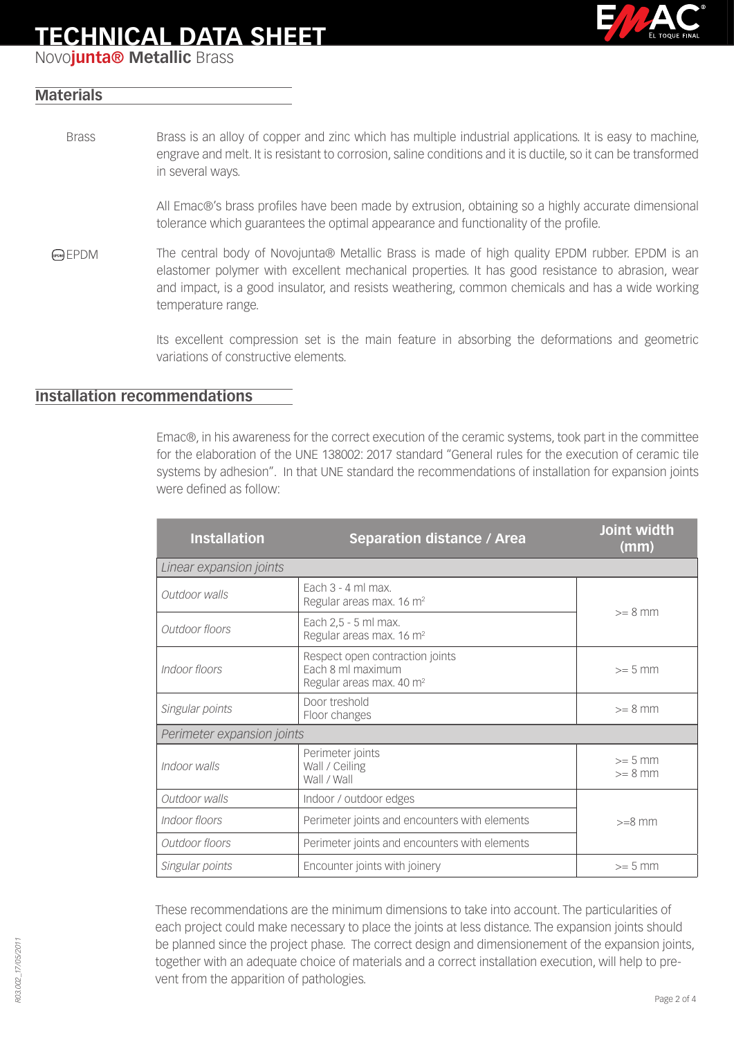# TECHNICAL DATA SHEET

Novo**junta® Metallic** Brass

## Materials

**Brass**

Brass is an alloy of copper and zinc which has multiple industrial applications. It is easy to machine, engrave and melt. It is resistant to corrosion, saline conditions and it is ductile, so it can be transformed in several ways.

All Emac®'s brass profiles have been made by extrusion, obtaining so a highly accurate dimensional tolerance which guarantees the optimal appearance and functionality of the profile.

**EPDM**

The central body of Novojunta® Metallic Brass is made of high quality EPDM rubber. EPDM is an elastomer polymer with excellent mechanical properties. It has good resistance to abrasion, wear and impact, is a good insulator, and resists weathering, common chemicals and has a wide working temperature range.

Its excellent compression set is the main feature in absorbing the deformations and geometric variations of constructive elements.

## Installation recommendations

Emac®, in his awareness for the correct execution of the ceramic systems, took part in the committee for the elaboration of the UNE 138002: 2017 standard "General rules for the execution of ceramic tile systems by adhesion". In that UNE standard the recommendations of installation for expansion joints were defined as follow:

| Installation | Separation distance / Area | Joint width (mm) |
|---|---|---|
| *Linear expansion joints* | | |
| *Outdoor walls* | Each 3 - 4 ml max.<br>Regular areas max. 16 m² | >= 8 mm |
| *Outdoor floors* | Each 2,5 - 5 ml max.<br>Regular areas max. 16 m² | |
| *Indoor floors* | Respect open contraction joints<br>Each 8 ml maximum<br>Regular areas max. 40 m² | >= 5 mm |
| *Singular points* | Door treshold<br>Floor changes | >= 8 mm |
| *Perimeter expansion joints* | | |
| *Indoor walls* | Perimeter joints<br>Wall / Ceiling<br>Wall / Wall | >= 5 mm<br>>= 8 mm |
| *Outdoor walls* | Indoor / outdoor edges | >=8 mm |
| *Indoor floors* | Perimeter joints and encounters with elements | |
| *Outdoor floors* | Perimeter joints and encounters with elements | |
| *Singular points* | Encounter joints with joinery | >= 5 mm |

These recommendations are the minimum dimensions to take into account. The particularities of each project could make necessary to place the joints at less distance. The expansion joints should be planned since the project phase. The correct design and dimensionement of the expansion joints, together with an adequate choice of materials and a correct installation execution, will help to prevent from the apparition of pathologies.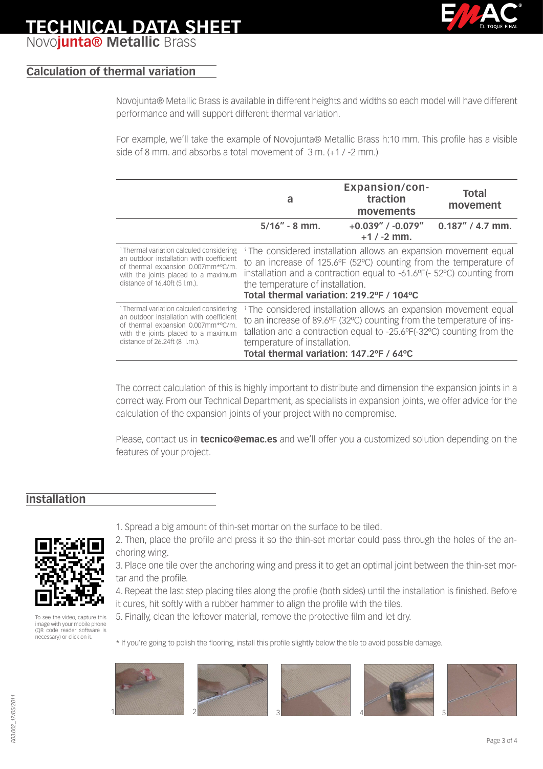# TECHNICAL DATA SHEET

Novo**junta®** **Metallic** Brass

## Calculation of thermal variation

Novojunta® Metallic Brass is available in different heights and widths so each model will have different performance and will support different thermal variation.

For example, we'll take the example of Novojunta® Metallic Brass h:10 mm. This profile has a visible side of 8 mm. and absorbs a total movement of 3 m. (+1 / -2 mm.)

| | a | Expansion/contraction movements | Total movement |
|---|---|---|---|
| | 5/16" - 8 mm. | +0.039" / -0.079" +1 / -2 mm. | 0.187" / 4.7 mm. |
| [1] Thermal variation calculed considering an outdoor installation with coefficient of thermal expansion 0.007mm*ºC/m. with the joints placed to a maximum distance of 16.40ft (5 l.m.). | [1] The considered installation allows an expansion movement equal to an increase of 125.6ºF (52ºC) counting from the temperature of installation and a contraction equal to -61.6ºF(- 52ºC) counting from the temperature of installation. **Total thermal variation: 219.2ºF / 104ºC** | | |
| [1] Thermal variation calculed considering an outdoor installation with coefficient of thermal expansion 0.007mm*ºC/m. with the joints placed to a maximum distance of 26.24ft (8 l.m.). | [1] The considered installation allows an expansion movement equal to an increase of 89.6ºF (32ºC) counting from the temperature of installation and a contraction equal to -25.6ºF(-32ºC) counting from the temperature of installation. **Total thermal variation: 147.2ºF / 64ºC** | | |

The correct calculation of this is highly important to distribute and dimension the expansion joints in a correct way. From our Technical Department, as specialists in expansion joints, we offer advice for the calculation of the expansion joints of your project with no compromise.

Please, contact us in **tecnico@emac.es** and we'll offer you a customized solution depending on the features of your project.

## Installation

To see the video, capture this image with your mobile phone (QR code reader software is necessary) or click on it.

1. Spread a big amount of thin-set mortar on the surface to be tiled.
2. Then, place the profile and press it so the thin-set mortar could pass through the holes of the anchoring wing.
3. Place one tile over the anchoring wing and press it to get an optimal joint between the thin-set mortar and the profile.
4. Repeat the last step placing tiles along the profile (both sides) until the installation is finished. Before it cures, hit softly with a rubber hammer to align the profile with the tiles.
5. Finally, clean the leftover material, remove the protective film and let dry.

* If you're going to polish the flooring, install this profile slightly below the tile to avoid possible damage.

1 2 3 4 5

R03.002_17/05/2011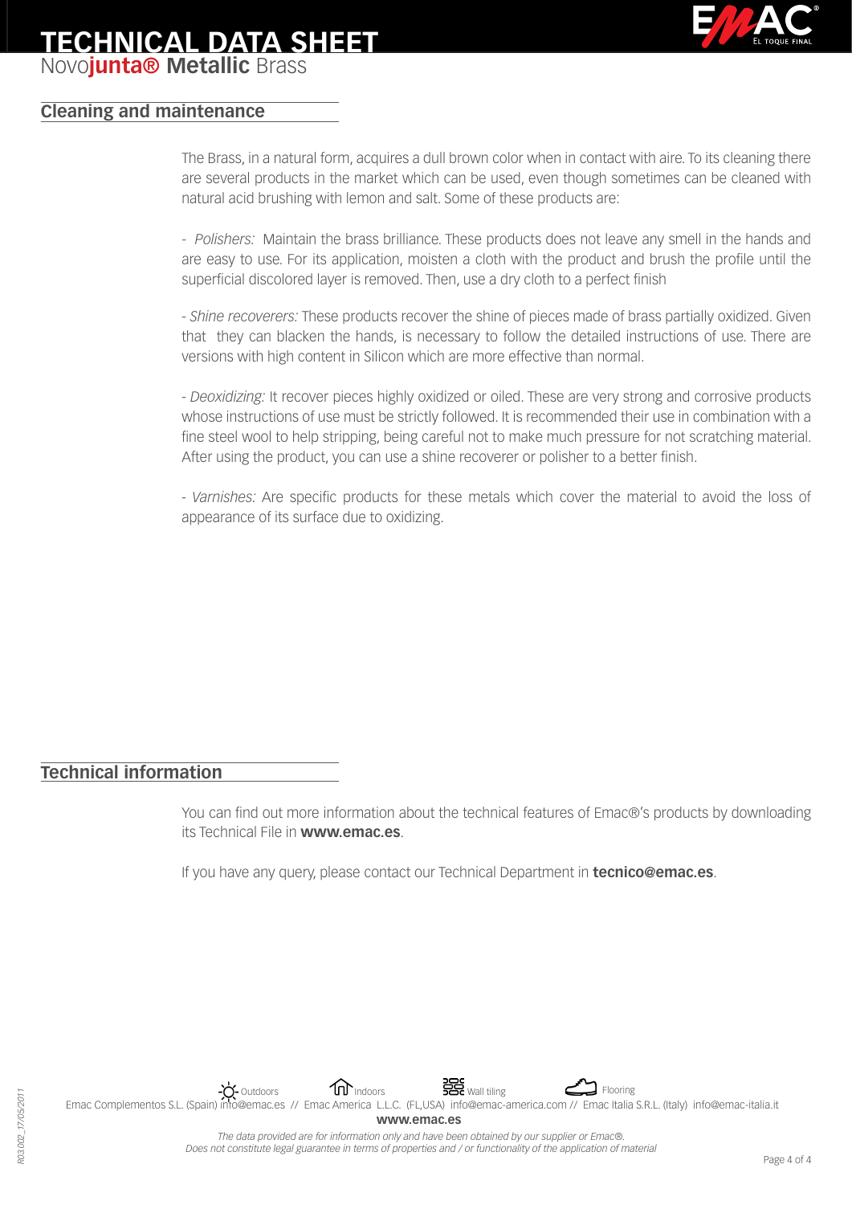# TECHNICAL DATA SHEET

Novo**junta® Metallic** Brass

## Cleaning and maintenance

The Brass, in a natural form, acquires a dull brown color when in contact with aire. To its cleaning there are several products in the market which can be used, even though sometimes can be cleaned with natural acid brushing with lemon and salt. Some of these products are:

- *Polishers:* Maintain the brass brilliance. These products does not leave any smell in the hands and are easy to use. For its application, moisten a cloth with the product and brush the profile until the superficial discolored layer is removed. Then, use a dry cloth to a perfect finish

- *Shine recoverers:* These products recover the shine of pieces made of brass partially oxidized. Given that they can blacken the hands, is necessary to follow the detailed instructions of use. There are versions with high content in Silicon which are more effective than normal.

- *Deoxidizing:* It recover pieces highly oxidized or oiled. These are very strong and corrosive products whose instructions of use must be strictly followed. It is recommended their use in combination with a fine steel wool to help stripping, being careful not to make much pressure for not scratching material. After using the product, you can use a shine recoverer or polisher to a better finish.

- *Varnishes:* Are specific products for these metals which cover the material to avoid the loss of appearance of its surface due to oxidizing.

## Technical information

You can find out more information about the technical features of Emac®'s products by downloading its Technical File in **www.emac.es**.

If you have any query, please contact our Technical Department in **tecnico@emac.es**.

Outdoors Indoors Wall tiling Flooring

Emac Complementos S.L. (Spain) info@emac.es // Emac America L.L.C. (FL,USA) info@emac-america.com // Emac Italia S.R.L. (Italy) info@emac-italia.it

**www.emac.es**

*The data provided are for information only and have been obtained by our supplier or Emac®.*
*Does not constitute legal guarantee in terms of properties and / or functionality of the application of material*

R03.002_17/05/2011